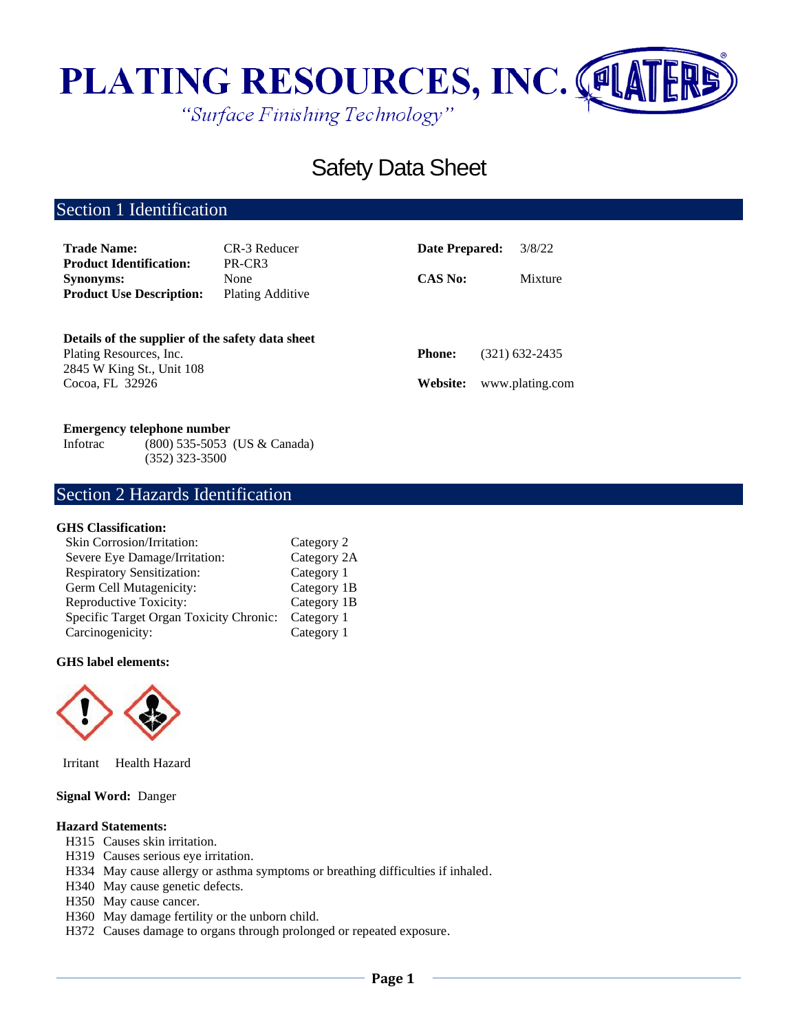# PLATING RESOURCES, INC.

*"Surface Finishing Technology"*

# Safety Data Sheet

## Section 1 Identification

| | | | |
|---|---|---|---|
| **Trade Name:** | CR-3 Reducer | **Date Prepared:** | 3/8/22 |
| **Product Identification:** | PR-CR3 | | |
| **Synonyms:** | None | **CAS No:** | Mixture |
| **Product Use Description:** | Plating Additive | | |

**Details of the supplier of the safety data sheet**

Plating Resources, Inc.
2845 W King St., Unit 108
Cocoa, FL 32926

**Phone:** (321) 632-2435

**Website:** www.plating.com

**Emergency telephone number**

Infotrac (800) 535-5053 (US & Canada)
(352) 323-3500

## Section 2 Hazards Identification

**GHS Classification:**

| | |
|---|---|
| Skin Corrosion/Irritation: | Category 2 |
| Severe Eye Damage/Irritation: | Category 2A |
| Respiratory Sensitization: | Category 1 |
| Germ Cell Mutagenicity: | Category 1B |
| Reproductive Toxicity: | Category 1B |
| Specific Target Organ Toxicity Chronic: | Category 1 |
| Carcinogenicity: | Category 1 |

**GHS label elements:**

Irritant Health Hazard

**Signal Word:** Danger

**Hazard Statements:**

- H315 Causes skin irritation.
- H319 Causes serious eye irritation.
- H334 May cause allergy or asthma symptoms or breathing difficulties if inhaled.
- H340 May cause genetic defects.
- H350 May cause cancer.
- H360 May damage fertility or the unborn child.
- H372 Causes damage to organs through prolonged or repeated exposure.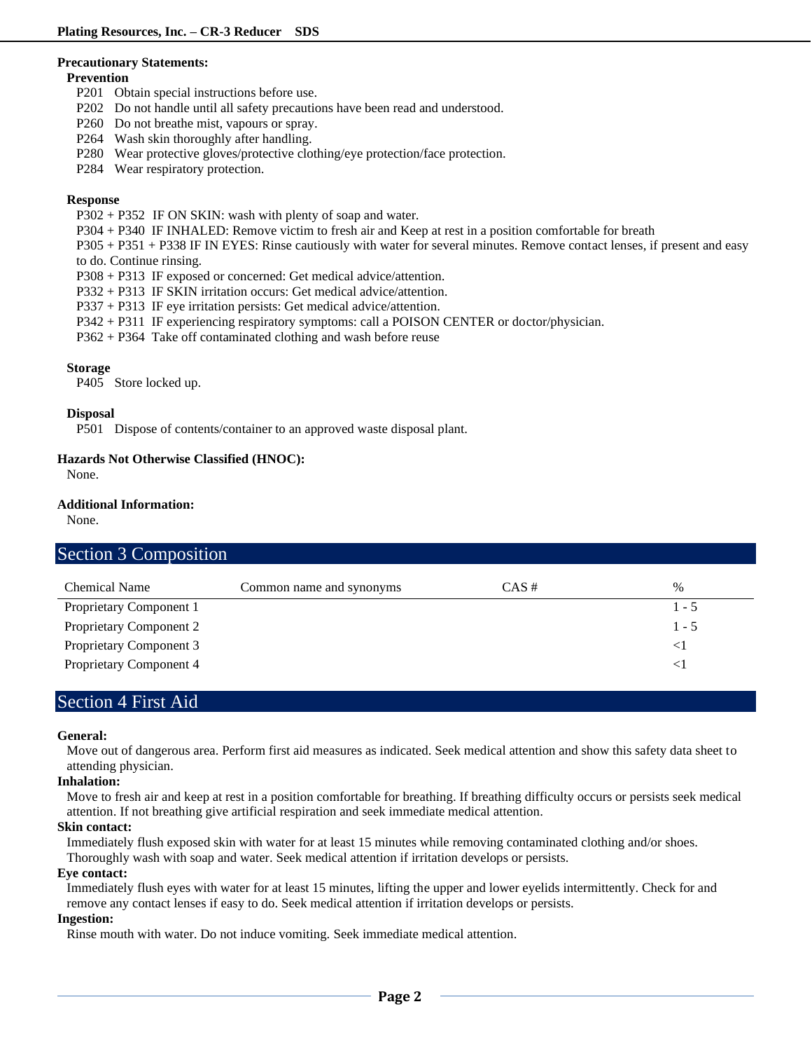**Precautionary Statements:**

**Prevention**

P201 Obtain special instructions before use.
P202 Do not handle until all safety precautions have been read and understood.
P260 Do not breathe mist, vapours or spray.
P264 Wash skin thoroughly after handling.
P280 Wear protective gloves/protective clothing/eye protection/face protection.
P284 Wear respiratory protection.

**Response**

P302 + P352 IF ON SKIN: wash with plenty of soap and water.
P304 + P340 IF INHALED: Remove victim to fresh air and Keep at rest in a position comfortable for breath
P305 + P351 + P338 IF IN EYES: Rinse cautiously with water for several minutes. Remove contact lenses, if present and easy to do. Continue rinsing.
P308 + P313 IF exposed or concerned: Get medical advice/attention.
P332 + P313 IF SKIN irritation occurs: Get medical advice/attention.
P337 + P313 IF eye irritation persists: Get medical advice/attention.
P342 + P311 IF experiencing respiratory symptoms: call a POISON CENTER or doctor/physician.
P362 + P364 Take off contaminated clothing and wash before reuse

**Storage**

P405 Store locked up.

**Disposal**

P501 Dispose of contents/container to an approved waste disposal plant.

**Hazards Not Otherwise Classified (HNOC):**

None.

**Additional Information:**

None.

## Section 3 Composition

| Chemical Name | Common name and synonyms | CAS # | % |
|---|---|---|---|
| Proprietary Component 1 | | | 1 - 5 |
| Proprietary Component 2 | | | 1 - 5 |
| Proprietary Component 3 | | | <1 |
| Proprietary Component 4 | | | <1 |

## Section 4 First Aid

**General:**

Move out of dangerous area. Perform first aid measures as indicated. Seek medical attention and show this safety data sheet to attending physician.

**Inhalation:**

Move to fresh air and keep at rest in a position comfortable for breathing. If breathing difficulty occurs or persists seek medical attention. If not breathing give artificial respiration and seek immediate medical attention.

**Skin contact:**

Immediately flush exposed skin with water for at least 15 minutes while removing contaminated clothing and/or shoes. Thoroughly wash with soap and water. Seek medical attention if irritation develops or persists.

**Eye contact:**

Immediately flush eyes with water for at least 15 minutes, lifting the upper and lower eyelids intermittently. Check for and remove any contact lenses if easy to do. Seek medical attention if irritation develops or persists.

**Ingestion:**

Rinse mouth with water. Do not induce vomiting. Seek immediate medical attention.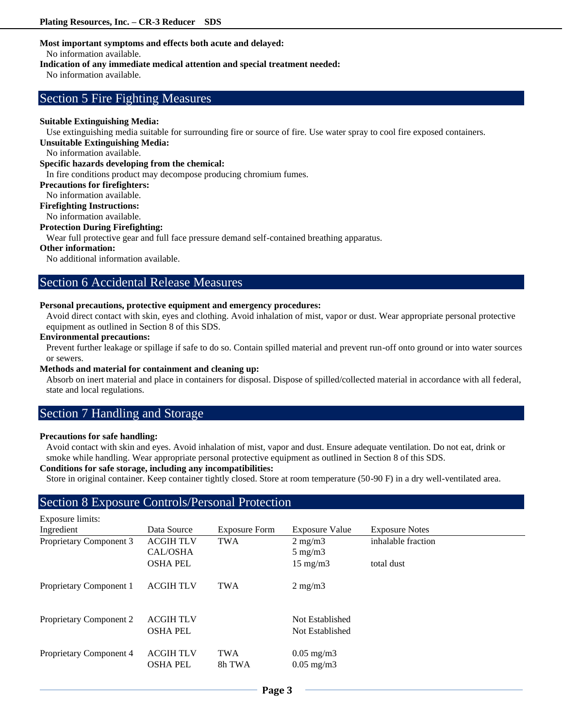**Most important symptoms and effects both acute and delayed:**

No information available.

**Indication of any immediate medical attention and special treatment needed:**

No information available.

## Section 5 Fire Fighting Measures

**Suitable Extinguishing Media:**

Use extinguishing media suitable for surrounding fire or source of fire. Use water spray to cool fire exposed containers.

**Unsuitable Extinguishing Media:**

No information available.

**Specific hazards developing from the chemical:**

In fire conditions product may decompose producing chromium fumes.

**Precautions for firefighters:**

No information available.

**Firefighting Instructions:**

No information available.

**Protection During Firefighting:**

Wear full protective gear and full face pressure demand self-contained breathing apparatus.

**Other information:**

No additional information available.

## Section 6 Accidental Release Measures

**Personal precautions, protective equipment and emergency procedures:**

Avoid direct contact with skin, eyes and clothing. Avoid inhalation of mist, vapor or dust. Wear appropriate personal protective equipment as outlined in Section 8 of this SDS.

**Environmental precautions:**

Prevent further leakage or spillage if safe to do so. Contain spilled material and prevent run-off onto ground or into water sources or sewers.

**Methods and material for containment and cleaning up:**

Absorb on inert material and place in containers for disposal. Dispose of spilled/collected material in accordance with all federal, state and local regulations.

## Section 7 Handling and Storage

**Precautions for safe handling:**

Avoid contact with skin and eyes. Avoid inhalation of mist, vapor and dust. Ensure adequate ventilation. Do not eat, drink or smoke while handling. Wear appropriate personal protective equipment as outlined in Section 8 of this SDS.

**Conditions for safe storage, including any incompatibilities:**

Store in original container. Keep container tightly closed. Store at room temperature (50-90 F) in a dry well-ventilated area.

## Section 8 Exposure Controls/Personal Protection

Exposure limits:

| Ingredient | Data Source | Exposure Form | Exposure Value | Exposure Notes |
|---|---|---|---|---|
| Proprietary Component 3 | ACGIH TLV | TWA | 2 mg/m3 | inhalable fraction |
| | CAL/OSHA | | 5 mg/m3 | |
| | OSHA PEL | | 15 mg/m3 | total dust |
| Proprietary Component 1 | ACGIH TLV | TWA | 2 mg/m3 | |
| Proprietary Component 2 | ACGIH TLV | | Not Established | |
| | OSHA PEL | | Not Established | |
| Proprietary Component 4 | ACGIH TLV | TWA | 0.05 mg/m3 | |
| | OSHA PEL | 8h TWA | 0.05 mg/m3 | |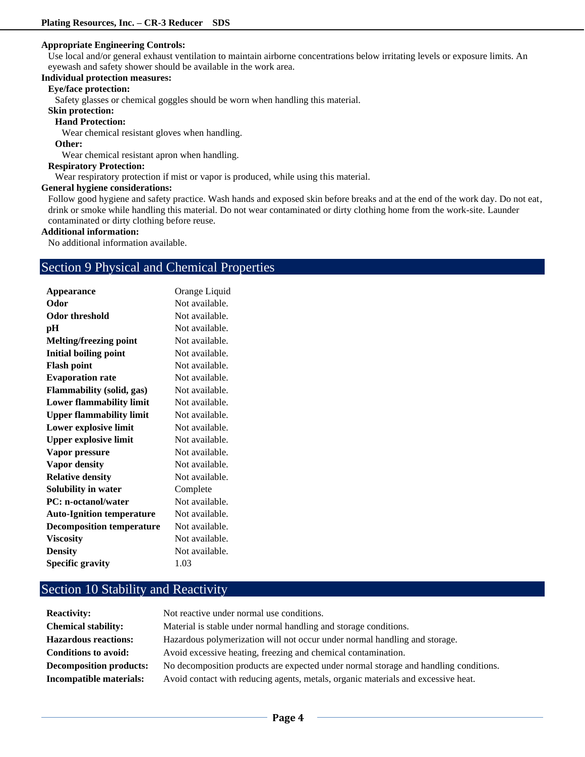**Appropriate Engineering Controls:**

Use local and/or general exhaust ventilation to maintain airborne concentrations below irritating levels or exposure limits. An eyewash and safety shower should be available in the work area.

**Individual protection measures:**

**Eye/face protection:**

Safety glasses or chemical goggles should be worn when handling this material.

**Skin protection:**

**Hand Protection:**

Wear chemical resistant gloves when handling.

**Other:**

Wear chemical resistant apron when handling.

**Respiratory Protection:**

Wear respiratory protection if mist or vapor is produced, while using this material.

**General hygiene considerations:**

Follow good hygiene and safety practice. Wash hands and exposed skin before breaks and at the end of the work day. Do not eat, drink or smoke while handling this material. Do not wear contaminated or dirty clothing home from the work-site. Launder contaminated or dirty clothing before reuse.

**Additional information:**

No additional information available.

## Section 9 Physical and Chemical Properties

| | |
|---|---|
| **Appearance** | Orange Liquid |
| **Odor** | Not available. |
| **Odor threshold** | Not available. |
| **pH** | Not available. |
| **Melting/freezing point** | Not available. |
| **Initial boiling point** | Not available. |
| **Flash point** | Not available. |
| **Evaporation rate** | Not available. |
| **Flammability (solid, gas)** | Not available. |
| **Lower flammability limit** | Not available. |
| **Upper flammability limit** | Not available. |
| **Lower explosive limit** | Not available. |
| **Upper explosive limit** | Not available. |
| **Vapor pressure** | Not available. |
| **Vapor density** | Not available. |
| **Relative density** | Not available. |
| **Solubility in water** | Complete |
| **PC: n-octanol/water** | Not available. |
| **Auto-Ignition temperature** | Not available. |
| **Decomposition temperature** | Not available. |
| **Viscosity** | Not available. |
| **Density** | Not available. |
| **Specific gravity** | 1.03 |

## Section 10 Stability and Reactivity

| | |
|---|---|
| **Reactivity:** | Not reactive under normal use conditions. |
| **Chemical stability:** | Material is stable under normal handling and storage conditions. |
| **Hazardous reactions:** | Hazardous polymerization will not occur under normal handling and storage. |
| **Conditions to avoid:** | Avoid excessive heating, freezing and chemical contamination. |
| **Decomposition products:** | No decomposition products are expected under normal storage and handling conditions. |
| **Incompatible materials:** | Avoid contact with reducing agents, metals, organic materials and excessive heat. |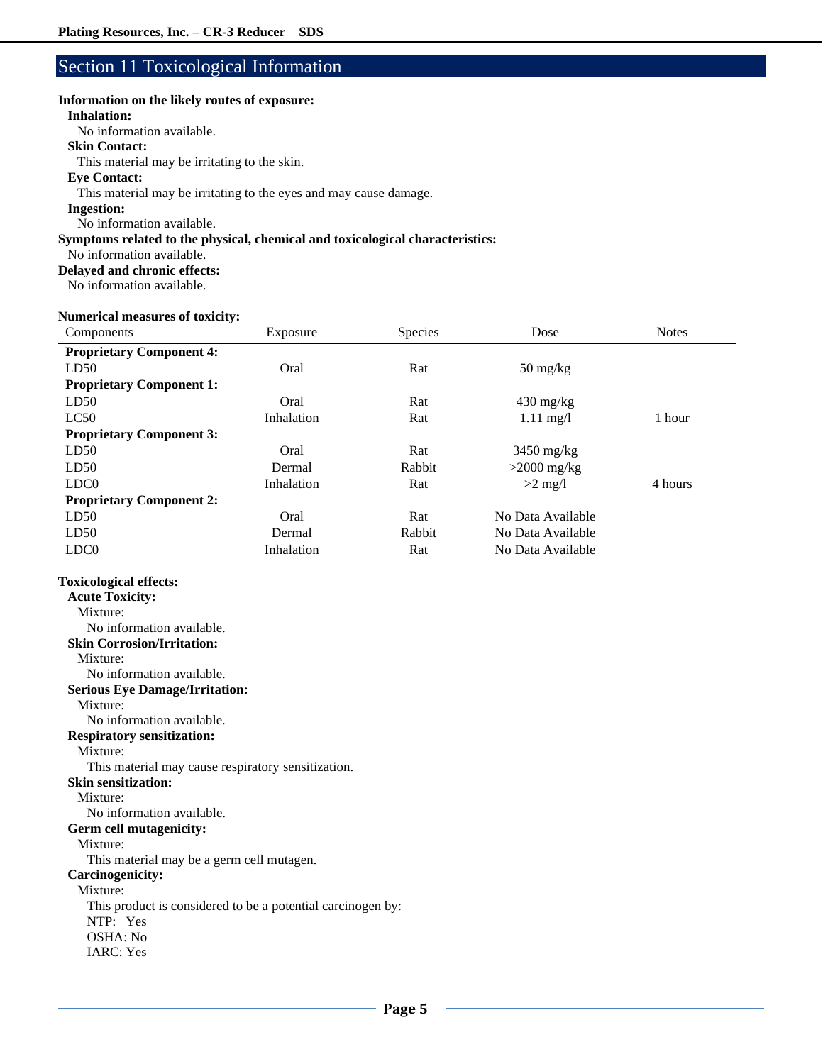## Section 11 Toxicological Information

**Information on the likely routes of exposure:**

**Inhalation:**
No information available.

**Skin Contact:**
This material may be irritating to the skin.

**Eye Contact:**
This material may be irritating to the eyes and may cause damage.

**Ingestion:**
No information available.

**Symptoms related to the physical, chemical and toxicological characteristics:**
No information available.

**Delayed and chronic effects:**
No information available.

**Numerical measures of toxicity:**

| Components | Exposure | Species | Dose | Notes |
|---|---|---|---|---|
| **Proprietary Component 4:** | | | | |
| LD50 | Oral | Rat | 50 mg/kg | |
| **Proprietary Component 1:** | | | | |
| LD50 | Oral | Rat | 430 mg/kg | |
| LC50 | Inhalation | Rat | 1.11 mg/l | 1 hour |
| **Proprietary Component 3:** | | | | |
| LD50 | Oral | Rat | 3450 mg/kg | |
| LD50 | Dermal | Rabbit | >2000 mg/kg | |
| LDC0 | Inhalation | Rat | >2 mg/l | 4 hours |
| **Proprietary Component 2:** | | | | |
| LD50 | Oral | Rat | No Data Available | |
| LD50 | Dermal | Rabbit | No Data Available | |
| LDC0 | Inhalation | Rat | No Data Available | |

**Toxicological effects:**

**Acute Toxicity:**
Mixture:
No information available.

**Skin Corrosion/Irritation:**
Mixture:
No information available.

**Serious Eye Damage/Irritation:**
Mixture:
No information available.

**Respiratory sensitization:**
Mixture:
This material may cause respiratory sensitization.

**Skin sensitization:**
Mixture:
No information available.

**Germ cell mutagenicity:**
Mixture:
This material may be a germ cell mutagen.

**Carcinogenicity:**
Mixture:
This product is considered to be a potential carcinogen by:
NTP: Yes
OSHA: No
IARC: Yes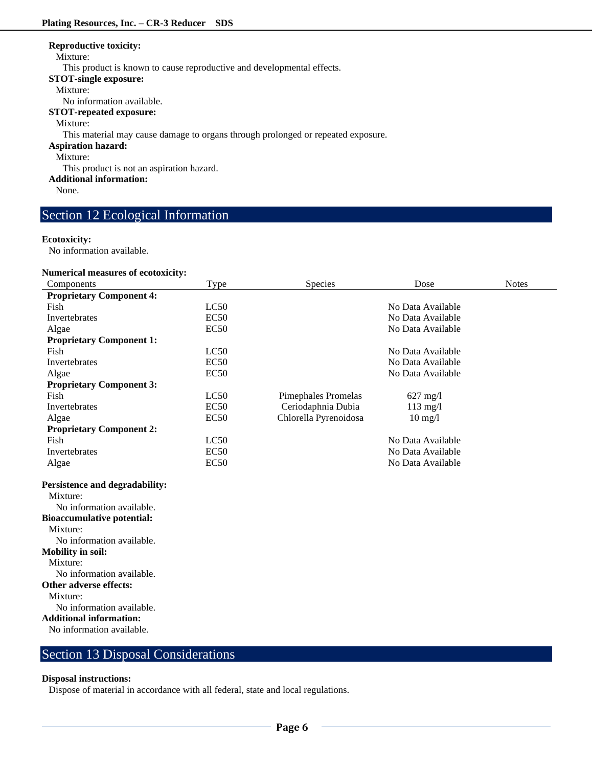**Reproductive toxicity:**

Mixture:

This product is known to cause reproductive and developmental effects.

**STOT-single exposure:**

Mixture:

No information available.

**STOT-repeated exposure:**

Mixture:

This material may cause damage to organs through prolonged or repeated exposure.

**Aspiration hazard:**

Mixture:

This product is not an aspiration hazard.

**Additional information:**

None.

## Section 12 Ecological Information

**Ecotoxicity:**

No information available.

**Numerical measures of ecotoxicity:**

| Components | Type | Species | Dose | Notes |
|---|---|---|---|---|
| **Proprietary Component 4:** | | | | |
| Fish | LC50 | | No Data Available | |
| Invertebrates | EC50 | | No Data Available | |
| Algae | EC50 | | No Data Available | |
| **Proprietary Component 1:** | | | | |
| Fish | LC50 | | No Data Available | |
| Invertebrates | EC50 | | No Data Available | |
| Algae | EC50 | | No Data Available | |
| **Proprietary Component 3:** | | | | |
| Fish | LC50 | Pimephales Promelas | 627 mg/l | |
| Invertebrates | EC50 | Ceriodaphnia Dubia | 113 mg/l | |
| Algae | EC50 | Chlorella Pyrenoidosa | 10 mg/l | |
| **Proprietary Component 2:** | | | | |
| Fish | LC50 | | No Data Available | |
| Invertebrates | EC50 | | No Data Available | |
| Algae | EC50 | | No Data Available | |

**Persistence and degradability:**

Mixture:

No information available.

**Bioaccumulative potential:**

Mixture:

No information available.

**Mobility in soil:**

Mixture:

No information available.

**Other adverse effects:**

Mixture:

No information available.

**Additional information:**

No information available.

## Section 13 Disposal Considerations

**Disposal instructions:**

Dispose of material in accordance with all federal, state and local regulations.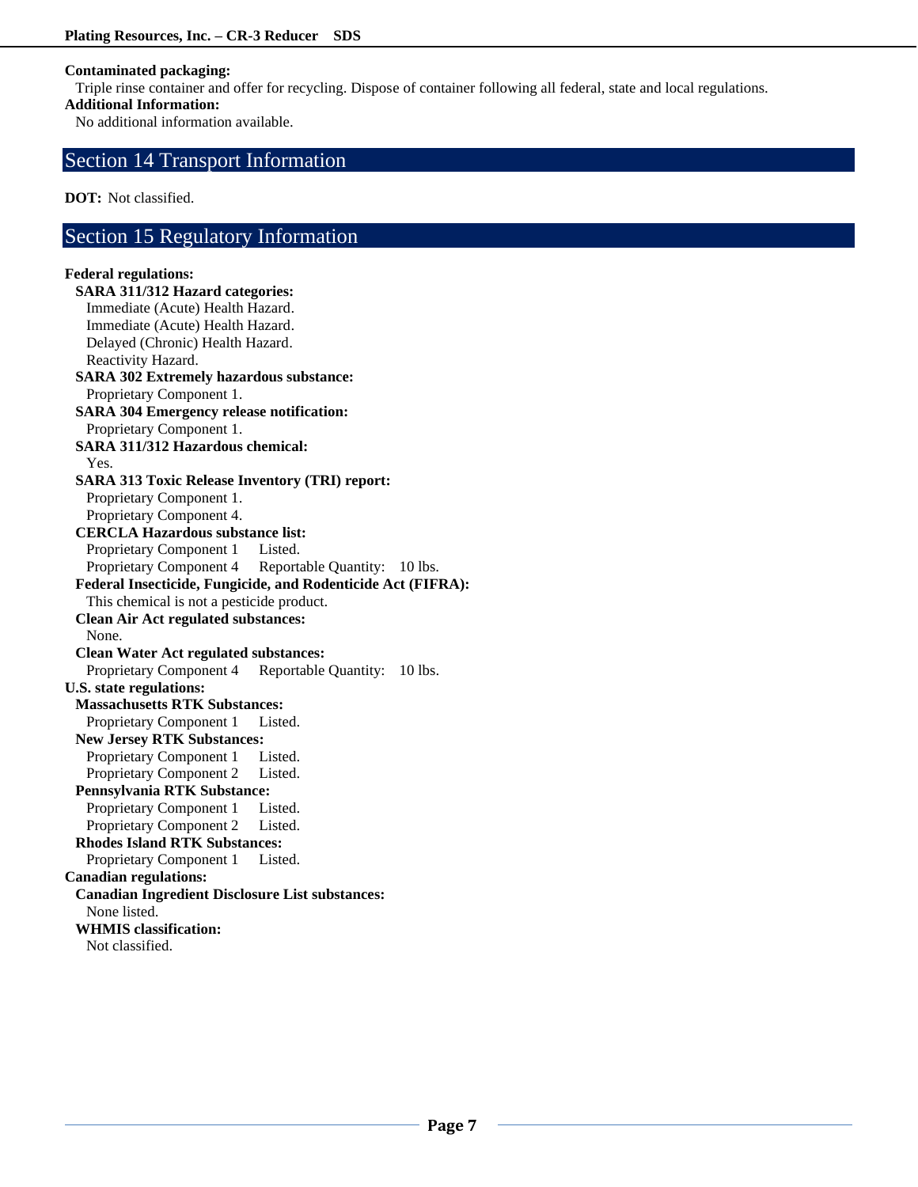**Contaminated packaging:**

Triple rinse container and offer for recycling. Dispose of container following all federal, state and local regulations.

**Additional Information:**

No additional information available.

## Section 14 Transport Information

**DOT:** Not classified.

## Section 15 Regulatory Information

**Federal regulations:**

**SARA 311/312 Hazard categories:**

Immediate (Acute) Health Hazard.
Immediate (Acute) Health Hazard.
Delayed (Chronic) Health Hazard.
Reactivity Hazard.

**SARA 302 Extremely hazardous substance:**

Proprietary Component 1.

**SARA 304 Emergency release notification:**

Proprietary Component 1.

**SARA 311/312 Hazardous chemical:**

Yes.

**SARA 313 Toxic Release Inventory (TRI) report:**

Proprietary Component 1.
Proprietary Component 4.

**CERCLA Hazardous substance list:**

Proprietary Component 1 Listed.
Proprietary Component 4 Reportable Quantity: 10 lbs.

**Federal Insecticide, Fungicide, and Rodenticide Act (FIFRA):**

This chemical is not a pesticide product.

**Clean Air Act regulated substances:**

None.

**Clean Water Act regulated substances:**

Proprietary Component 4 Reportable Quantity: 10 lbs.

**U.S. state regulations:**

**Massachusetts RTK Substances:**

Proprietary Component 1 Listed.

**New Jersey RTK Substances:**

Proprietary Component 1 Listed.
Proprietary Component 2 Listed.

**Pennsylvania RTK Substance:**

Proprietary Component 1 Listed.
Proprietary Component 2 Listed.

**Rhodes Island RTK Substances:**

Proprietary Component 1 Listed.

**Canadian regulations:**

**Canadian Ingredient Disclosure List substances:**

None listed.

**WHMIS classification:**

Not classified.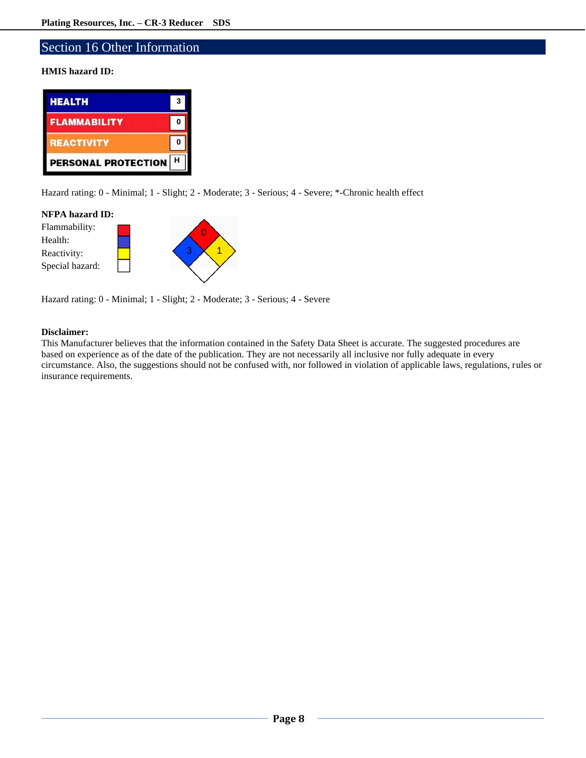## Section 16 Other Information

**HMIS hazard ID:**

| | |
|---|---|
| HEALTH | 3 |
| FLAMMABILITY | 0 |
| REACTIVITY | 0 |
| PERSONAL PROTECTION | H |

Hazard rating: 0 - Minimal; 1 - Slight; 2 - Moderate; 3 - Serious; 4 - Severe; *-Chronic health effect

**NFPA hazard ID:**

Flammability:
Health:
Reactivity:
Special hazard:

0
3
1

Hazard rating: 0 - Minimal; 1 - Slight; 2 - Moderate; 3 - Serious; 4 - Severe

**Disclaimer:**
This Manufacturer believes that the information contained in the Safety Data Sheet is accurate. The suggested procedures are based on experience as of the date of the publication. They are not necessarily all inclusive nor fully adequate in every circumstance. Also, the suggestions should not be confused with, nor followed in violation of applicable laws, regulations, rules or insurance requirements.